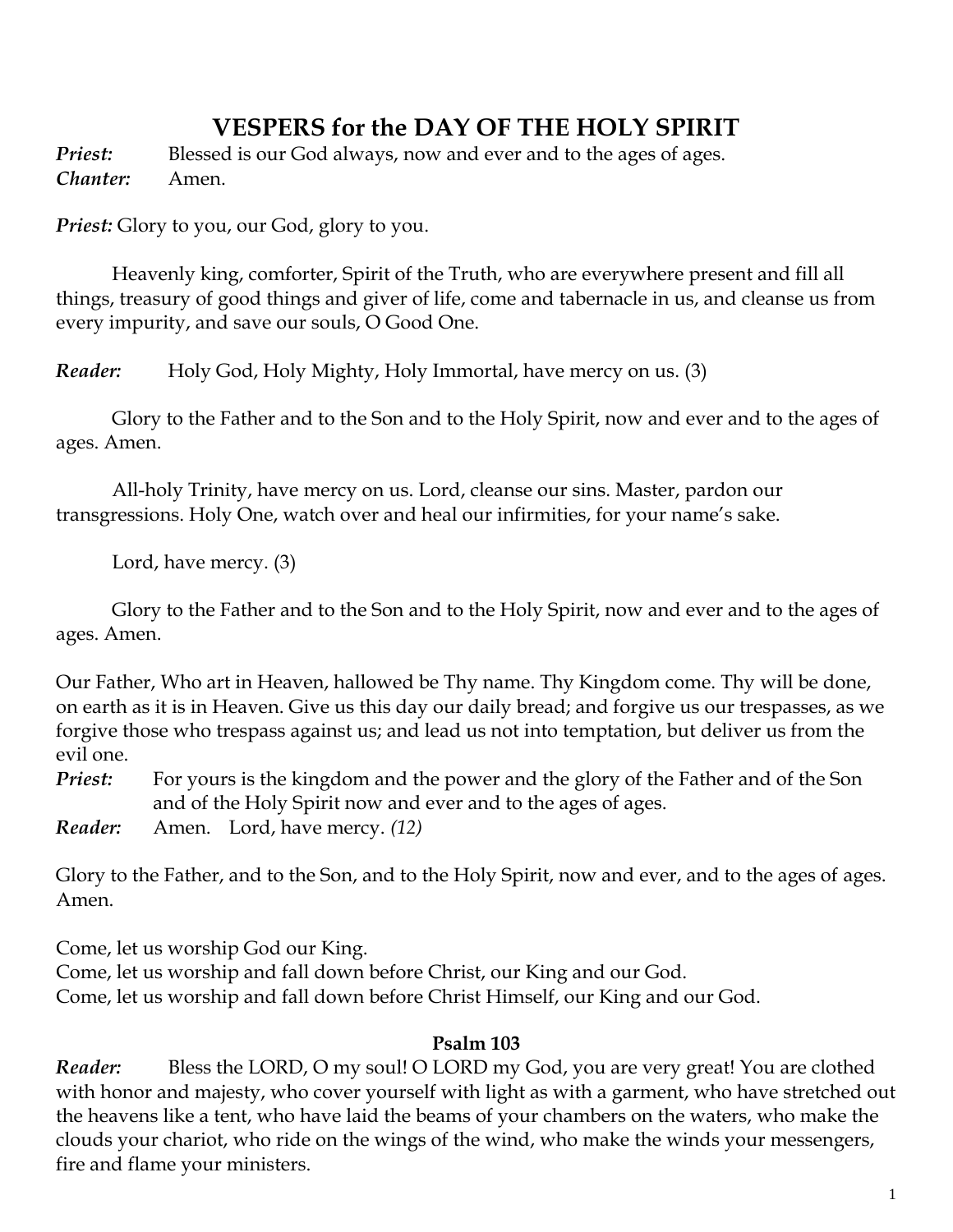# VESPERS for the DAY OF THE HOLY SPIRIT

***Priest:*** Blessed is our God always, now and ever and to the ages of ages.
***Chanter:*** Amen.

***Priest:*** Glory to you, our God, glory to you.

Heavenly king, comforter, Spirit of the Truth, who are everywhere present and fill all things, treasury of good things and giver of life, come and tabernacle in us, and cleanse us from every impurity, and save our souls, O Good One.

***Reader:*** Holy God, Holy Mighty, Holy Immortal, have mercy on us. (3)

Glory to the Father and to the Son and to the Holy Spirit, now and ever and to the ages of ages. Amen.

All-holy Trinity, have mercy on us. Lord, cleanse our sins. Master, pardon our transgressions. Holy One, watch over and heal our infirmities, for your name's sake.

Lord, have mercy. (3)

Glory to the Father and to the Son and to the Holy Spirit, now and ever and to the ages of ages. Amen.

Our Father, Who art in Heaven, hallowed be Thy name. Thy Kingdom come. Thy will be done, on earth as it is in Heaven. Give us this day our daily bread; and forgive us our trespasses, as we forgive those who trespass against us; and lead us not into temptation, but deliver us from the evil one.

***Priest:*** For yours is the kingdom and the power and the glory of the Father and of the Son and of the Holy Spirit now and ever and to the ages of ages.
***Reader:*** Amen. Lord, have mercy. *(12)*

Glory to the Father, and to the Son, and to the Holy Spirit, now and ever, and to the ages of ages. Amen.

Come, let us worship God our King.
Come, let us worship and fall down before Christ, our King and our God.
Come, let us worship and fall down before Christ Himself, our King and our God.

**Psalm 103**

***Reader:*** Bless the LORD, O my soul! O LORD my God, you are very great! You are clothed with honor and majesty, who cover yourself with light as with a garment, who have stretched out the heavens like a tent, who have laid the beams of your chambers on the waters, who make the clouds your chariot, who ride on the wings of the wind, who make the winds your messengers, fire and flame your ministers.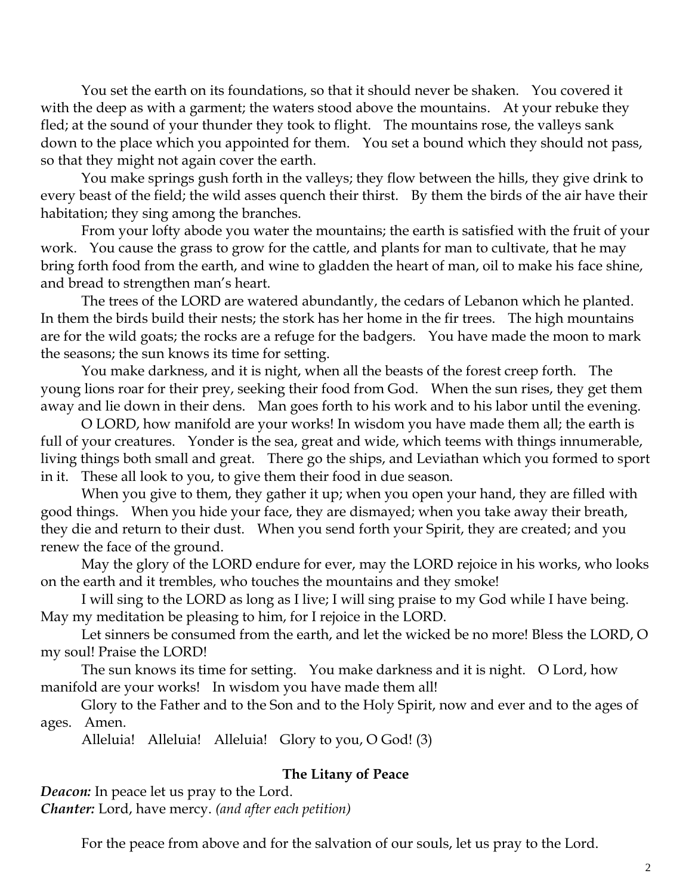You set the earth on its foundations, so that it should never be shaken. You covered it with the deep as with a garment; the waters stood above the mountains. At your rebuke they fled; at the sound of your thunder they took to flight. The mountains rose, the valleys sank down to the place which you appointed for them. You set a bound which they should not pass, so that they might not again cover the earth.

You make springs gush forth in the valleys; they flow between the hills, they give drink to every beast of the field; the wild asses quench their thirst. By them the birds of the air have their habitation; they sing among the branches.

From your lofty abode you water the mountains; the earth is satisfied with the fruit of your work. You cause the grass to grow for the cattle, and plants for man to cultivate, that he may bring forth food from the earth, and wine to gladden the heart of man, oil to make his face shine, and bread to strengthen man's heart.

The trees of the LORD are watered abundantly, the cedars of Lebanon which he planted. In them the birds build their nests; the stork has her home in the fir trees. The high mountains are for the wild goats; the rocks are a refuge for the badgers. You have made the moon to mark the seasons; the sun knows its time for setting.

You make darkness, and it is night, when all the beasts of the forest creep forth. The young lions roar for their prey, seeking their food from God. When the sun rises, they get them away and lie down in their dens. Man goes forth to his work and to his labor until the evening.

O LORD, how manifold are your works! In wisdom you have made them all; the earth is full of your creatures. Yonder is the sea, great and wide, which teems with things innumerable, living things both small and great. There go the ships, and Leviathan which you formed to sport in it. These all look to you, to give them their food in due season.

When you give to them, they gather it up; when you open your hand, they are filled with good things. When you hide your face, they are dismayed; when you take away their breath, they die and return to their dust. When you send forth your Spirit, they are created; and you renew the face of the ground.

May the glory of the LORD endure for ever, may the LORD rejoice in his works, who looks on the earth and it trembles, who touches the mountains and they smoke!

I will sing to the LORD as long as I live; I will sing praise to my God while I have being. May my meditation be pleasing to him, for I rejoice in the LORD.

Let sinners be consumed from the earth, and let the wicked be no more! Bless the LORD, O my soul! Praise the LORD!

The sun knows its time for setting. You make darkness and it is night. O Lord, how manifold are your works! In wisdom you have made them all!

Glory to the Father and to the Son and to the Holy Spirit, now and ever and to the ages of ages. Amen.

Alleluia! Alleluia! Alleluia! Glory to you, O God! (3)

### The Litany of Peace

***Deacon:*** In peace let us pray to the Lord.
***Chanter:*** Lord, have mercy. *(and after each petition)*

For the peace from above and for the salvation of our souls, let us pray to the Lord.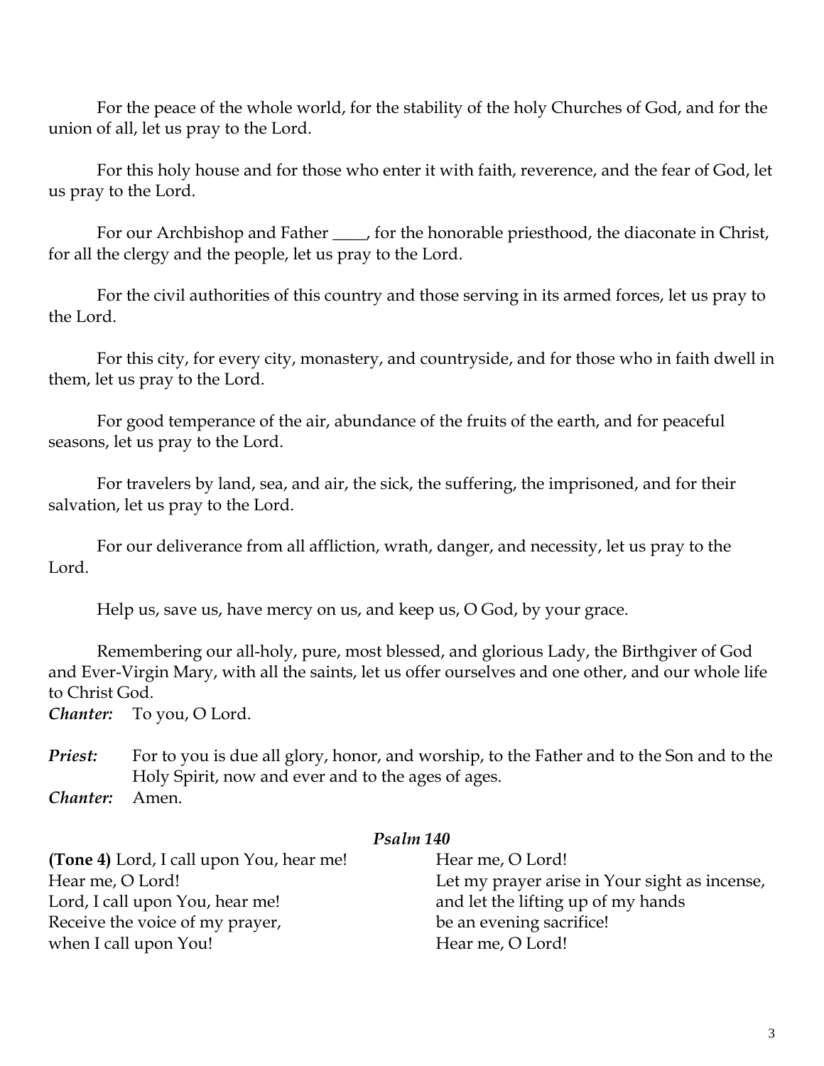For the peace of the whole world, for the stability of the holy Churches of God, and for the union of all, let us pray to the Lord.

For this holy house and for those who enter it with faith, reverence, and the fear of God, let us pray to the Lord.

For our Archbishop and Father ____, for the honorable priesthood, the diaconate in Christ, for all the clergy and the people, let us pray to the Lord.

For the civil authorities of this country and those serving in its armed forces, let us pray to the Lord.

For this city, for every city, monastery, and countryside, and for those who in faith dwell in them, let us pray to the Lord.

For good temperance of the air, abundance of the fruits of the earth, and for peaceful seasons, let us pray to the Lord.

For travelers by land, sea, and air, the sick, the suffering, the imprisoned, and for their salvation, let us pray to the Lord.

For our deliverance from all affliction, wrath, danger, and necessity, let us pray to the Lord.

Help us, save us, have mercy on us, and keep us, O God, by your grace.

Remembering our all-holy, pure, most blessed, and glorious Lady, the Birthgiver of God and Ever-Virgin Mary, with all the saints, let us offer ourselves and one other, and our whole life to Christ God.

***Chanter:*** To you, O Lord.

***Priest:*** For to you is due all glory, honor, and worship, to the Father and to the Son and to the Holy Spirit, now and ever and to the ages of ages.

***Chanter:*** Amen.

### *Psalm 140*

**(Tone 4)** Lord, I call upon You, hear me!
Hear me, O Lord!
Lord, I call upon You, hear me!
Receive the voice of my prayer,
when I call upon You!
Hear me, O Lord!
Let my prayer arise in Your sight as incense,
and let the lifting up of my hands
be an evening sacrifice!
Hear me, O Lord!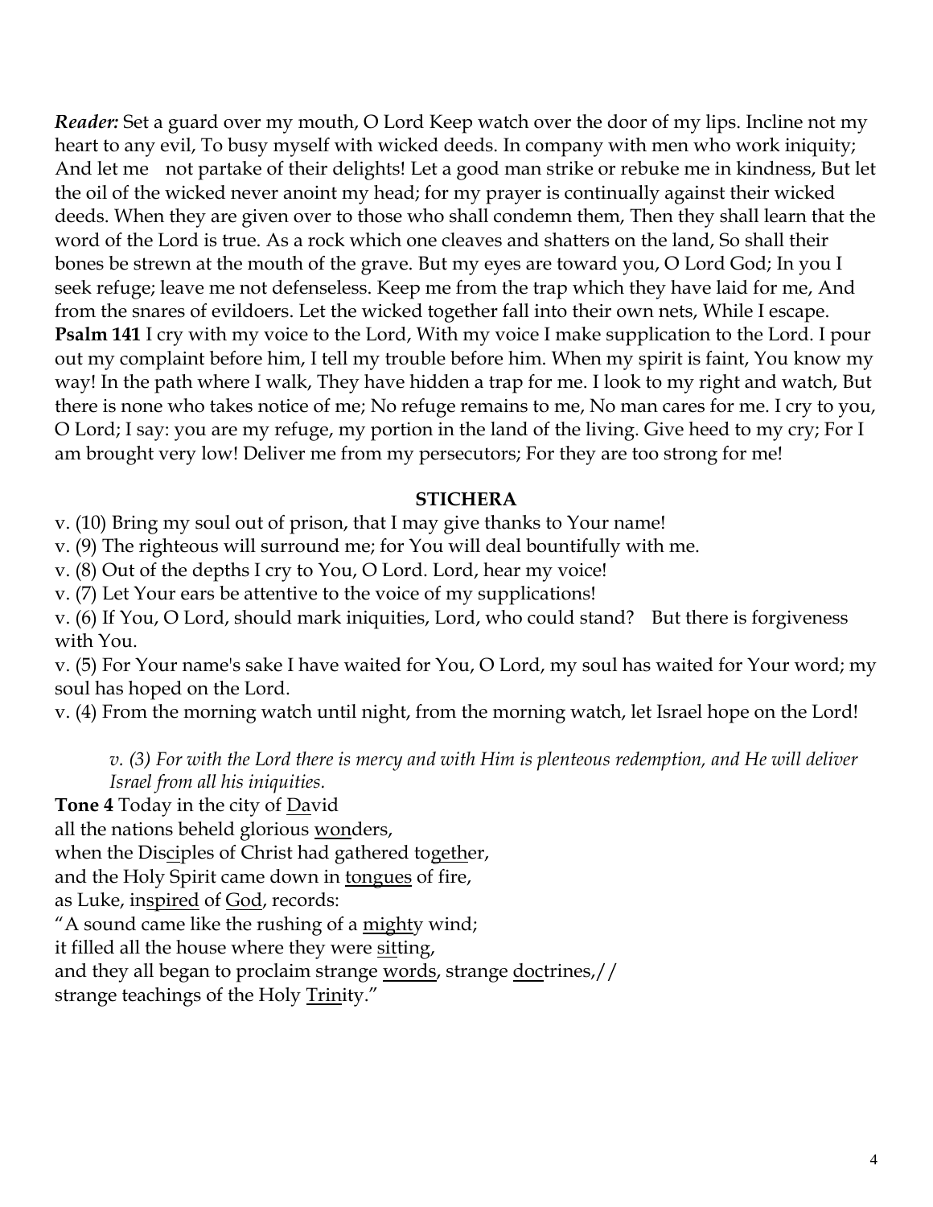***Reader:*** Set a guard over my mouth, O Lord Keep watch over the door of my lips. Incline not my heart to any evil, To busy myself with wicked deeds. In company with men who work iniquity; And let me  not partake of their delights! Let a good man strike or rebuke me in kindness, But let the oil of the wicked never anoint my head; for my prayer is continually against their wicked deeds. When they are given over to those who shall condemn them, Then they shall learn that the word of the Lord is true. As a rock which one cleaves and shatters on the land, So shall their bones be strewn at the mouth of the grave. But my eyes are toward you, O Lord God; In you I seek refuge; leave me not defenseless. Keep me from the trap which they have laid for me, And from the snares of evildoers. Let the wicked together fall into their own nets, While I escape. **Psalm 141** I cry with my voice to the Lord, With my voice I make supplication to the Lord. I pour out my complaint before him, I tell my trouble before him. When my spirit is faint, You know my way! In the path where I walk, They have hidden a trap for me. I look to my right and watch, But there is none who takes notice of me; No refuge remains to me, No man cares for me. I cry to you, O Lord; I say: you are my refuge, my portion in the land of the living. Give heed to my cry; For I am brought very low! Deliver me from my persecutors; For they are too strong for me!

## STICHERA

v. (10) Bring my soul out of prison, that I may give thanks to Your name!

v. (9) The righteous will surround me; for You will deal bountifully with me.

v. (8) Out of the depths I cry to You, O Lord. Lord, hear my voice!

v. (7) Let Your ears be attentive to the voice of my supplications!

v. (6) If You, O Lord, should mark iniquities, Lord, who could stand?  But there is forgiveness with You.

v. (5) For Your name's sake I have waited for You, O Lord, my soul has waited for Your word; my soul has hoped on the Lord.

v. (4) From the morning watch until night, from the morning watch, let Israel hope on the Lord!

*v. (3) For with the Lord there is mercy and with Him is plenteous redemption, and He will deliver Israel from all his iniquities.*

**Tone 4** Today in the city of <u>Da</u>vid
all the nations beheld glorious <u>won</u>ders,
when the Dis<u>ci</u>ples of Christ had gathered to<u>geth</u>er,
and the Holy Spirit came down in <u>tongues</u> of fire,
as Luke, in<u>spired</u> of <u>God</u>, records:
"A sound came like the rushing of a <u>might</u>y wind;
it filled all the house where they were <u>sit</u>ting,
and they all began to proclaim strange <u>words</u>, strange <u>doc</u>trines,//
strange teachings of the Holy <u>Trin</u>ity."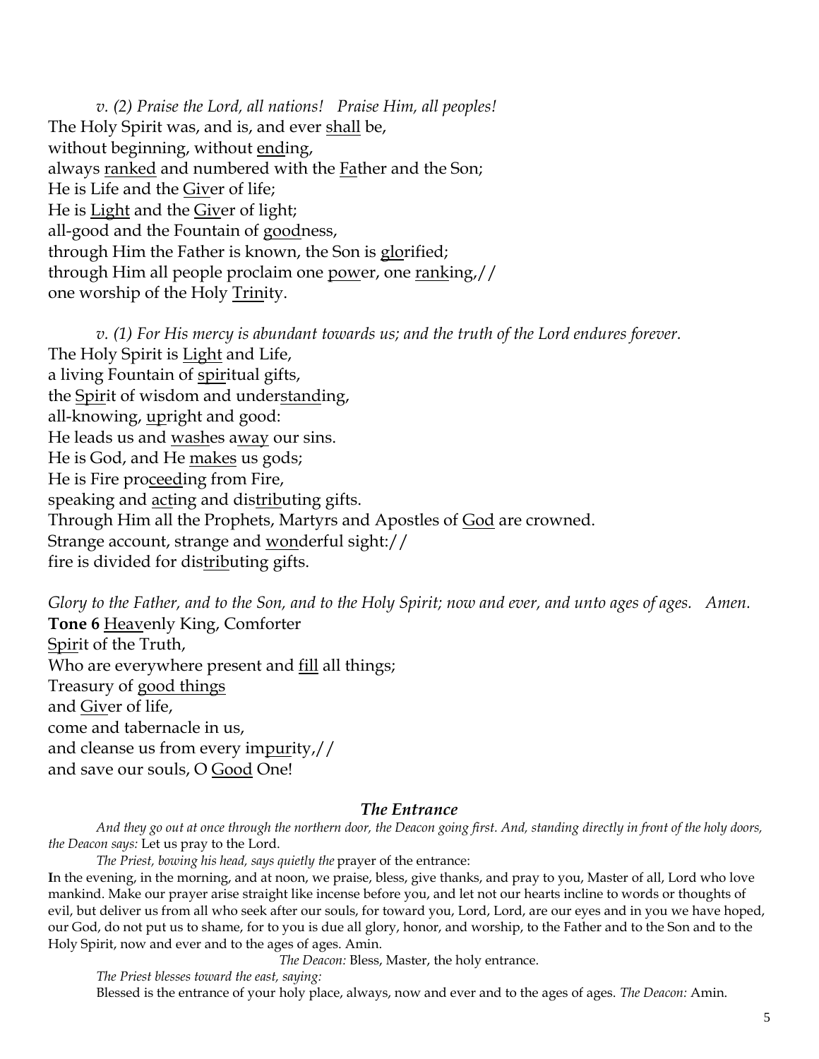*v. (2) Praise the Lord, all nations!   Praise Him, all peoples!*
The Holy Spirit was, and is, and ever <u>shall</u> be,
without beginning, without <u>end</u>ing,
always <u>ranked</u> and numbered with the <u>Fa</u>ther and the Son;
He is Life and the <u>Giv</u>er of life;
He is <u>Light</u> and the <u>Giv</u>er of light;
all-good and the Fountain of <u>good</u>ness,
through Him the Father is known, the Son is <u>glo</u>rified;
through Him all people proclaim one <u>pow</u>er, one <u>rank</u>ing,//
one worship of the Holy <u>Trin</u>ity.

*v. (1) For His mercy is abundant towards us; and the truth of the Lord endures forever.*
The Holy Spirit is <u>Light</u> and Life,
a living Fountain of <u>spir</u>itual gifts,
the <u>Spir</u>it of wisdom and under<u>stand</u>ing,
all-knowing, <u>up</u>right and good:
He leads us and <u>wash</u>es a<u>way</u> our sins.
He is God, and He <u>makes</u> us gods;
He is Fire pro<u>ceed</u>ing from Fire,
speaking and <u>act</u>ing and dis<u>trib</u>uting gifts.
Through Him all the Prophets, Martyrs and Apostles of <u>God</u> are crowned.
Strange account, strange and <u>won</u>derful sight://
fire is divided for dis<u>trib</u>uting gifts.

*Glory to the Father, and to the Son, and to the Holy Spirit; now and ever, and unto ages of ages.   Amen.*
**Tone 6** <u>Heav</u>enly King, Comforter
<u>Spir</u>it of the Truth,
Who are everywhere present and <u>fill</u> all things;
Treasury of <u>good things</u>
and <u>Giv</u>er of life,
come and tabernacle in us,
and cleanse us from every im<u>pur</u>ity,//
and save our souls, O <u>Good</u> One!

### *The Entrance*

*And they go out at once through the northern door, the Deacon going first. And, standing directly in front of the holy doors, the Deacon says:* Let us pray to the Lord.

*The Priest, bowing his head, says quietly the* prayer of the entrance:

**I**n the evening, in the morning, and at noon, we praise, bless, give thanks, and pray to you, Master of all, Lord who love mankind. Make our prayer arise straight like incense before you, and let not our hearts incline to words or thoughts of evil, but deliver us from all who seek after our souls, for toward you, Lord, Lord, are our eyes and in you we have hoped, our God, do not put us to shame, for to you is due all glory, honor, and worship, to the Father and to the Son and to the Holy Spirit, now and ever and to the ages of ages. Amin.

*The Deacon:* Bless, Master, the holy entrance.

*The Priest blesses toward the east, saying:*
Blessed is the entrance of your holy place, always, now and ever and to the ages of ages. *The Deacon:* Amin.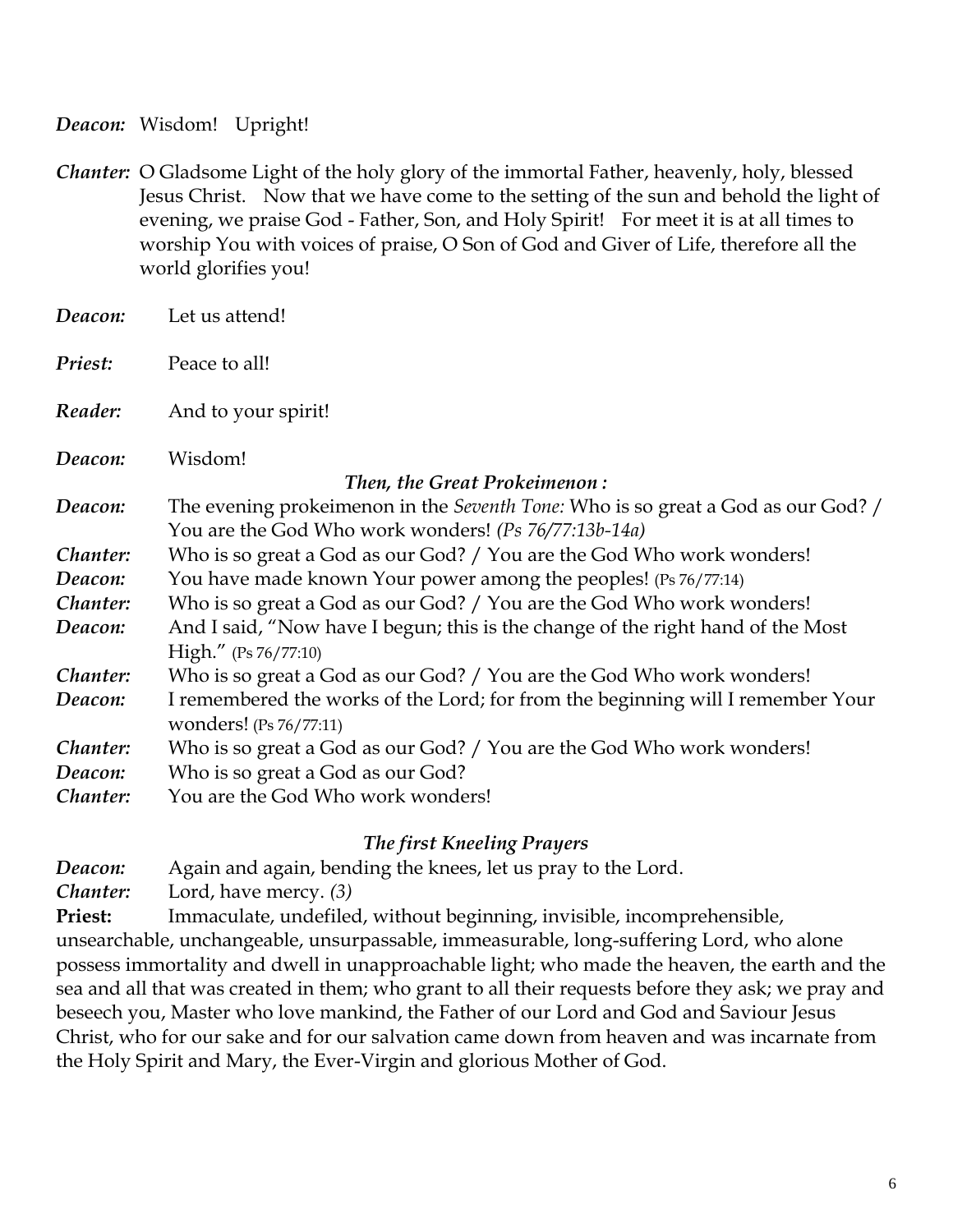***Deacon:*** Wisdom! Upright!

***Chanter:*** O Gladsome Light of the holy glory of the immortal Father, heavenly, holy, blessed Jesus Christ. Now that we have come to the setting of the sun and behold the light of evening, we praise God - Father, Son, and Holy Spirit! For meet it is at all times to worship You with voices of praise, O Son of God and Giver of Life, therefore all the world glorifies you!

***Deacon:*** Let us attend!

***Priest:*** Peace to all!

***Reader:*** And to your spirit!

***Deacon:*** Wisdom!

***Then, the Great Prokeimenon :***

***Deacon:*** The evening prokeimenon in the *Seventh Tone:* Who is so great a God as our God? / You are the God Who work wonders! *(Ps 76/77:13b-14a)*

***Chanter:*** Who is so great a God as our God? / You are the God Who work wonders!

***Deacon:*** You have made known Your power among the peoples! (Ps 76/77:14)

***Chanter:*** Who is so great a God as our God? / You are the God Who work wonders!

***Deacon:*** And I said, "Now have I begun; this is the change of the right hand of the Most High." (Ps 76/77:10)

***Chanter:*** Who is so great a God as our God? / You are the God Who work wonders!

***Deacon:*** I remembered the works of the Lord; for from the beginning will I remember Your wonders! (Ps 76/77:11)

***Chanter:*** Who is so great a God as our God? / You are the God Who work wonders!

***Deacon:*** Who is so great a God as our God?

***Chanter:*** You are the God Who work wonders!

***The first Kneeling Prayers***

***Deacon:*** Again and again, bending the knees, let us pray to the Lord.

***Chanter:*** Lord, have mercy. *(3)*

**Priest:** Immaculate, undefiled, without beginning, invisible, incomprehensible, unsearchable, unchangeable, unsurpassable, immeasurable, long-suffering Lord, who alone possess immortality and dwell in unapproachable light; who made the heaven, the earth and the sea and all that was created in them; who grant to all their requests before they ask; we pray and beseech you, Master who love mankind, the Father of our Lord and God and Saviour Jesus Christ, who for our sake and for our salvation came down from heaven and was incarnate from the Holy Spirit and Mary, the Ever-Virgin and glorious Mother of God.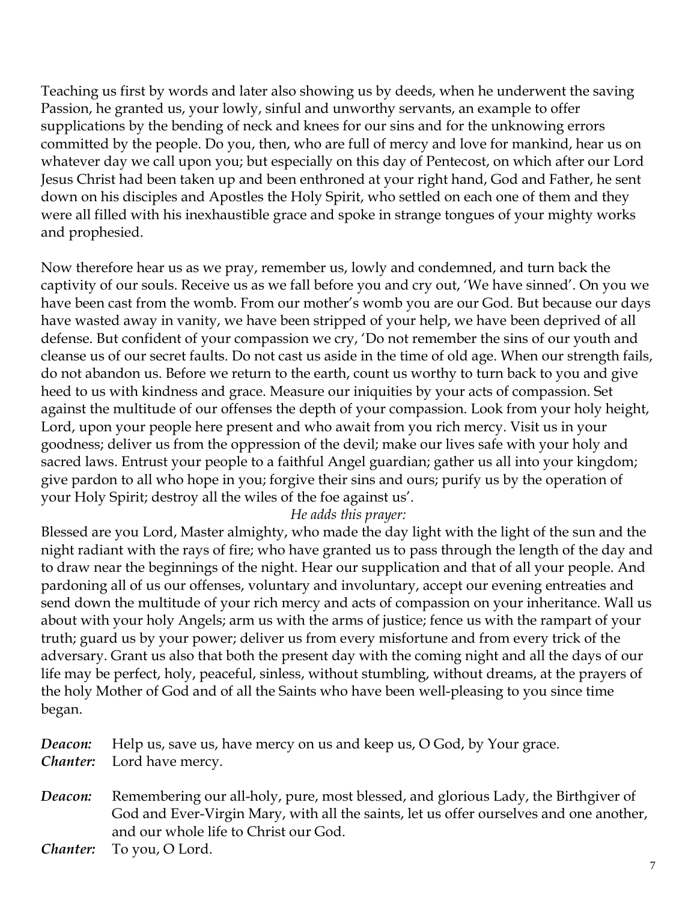Teaching us first by words and later also showing us by deeds, when he underwent the saving Passion, he granted us, your lowly, sinful and unworthy servants, an example to offer supplications by the bending of neck and knees for our sins and for the unknowing errors committed by the people. Do you, then, who are full of mercy and love for mankind, hear us on whatever day we call upon you; but especially on this day of Pentecost, on which after our Lord Jesus Christ had been taken up and been enthroned at your right hand, God and Father, he sent down on his disciples and Apostles the Holy Spirit, who settled on each one of them and they were all filled with his inexhaustible grace and spoke in strange tongues of your mighty works and prophesied.

Now therefore hear us as we pray, remember us, lowly and condemned, and turn back the captivity of our souls. Receive us as we fall before you and cry out, 'We have sinned'. On you we have been cast from the womb. From our mother's womb you are our God. But because our days have wasted away in vanity, we have been stripped of your help, we have been deprived of all defense. But confident of your compassion we cry, 'Do not remember the sins of our youth and cleanse us of our secret faults. Do not cast us aside in the time of old age. When our strength fails, do not abandon us. Before we return to the earth, count us worthy to turn back to you and give heed to us with kindness and grace. Measure our iniquities by your acts of compassion. Set against the multitude of our offenses the depth of your compassion. Look from your holy height, Lord, upon your people here present and who await from you rich mercy. Visit us in your goodness; deliver us from the oppression of the devil; make our lives safe with your holy and sacred laws. Entrust your people to a faithful Angel guardian; gather us all into your kingdom; give pardon to all who hope in you; forgive their sins and ours; purify us by the operation of your Holy Spirit; destroy all the wiles of the foe against us'.

*He adds this prayer:*

Blessed are you Lord, Master almighty, who made the day light with the light of the sun and the night radiant with the rays of fire; who have granted us to pass through the length of the day and to draw near the beginnings of the night. Hear our supplication and that of all your people. And pardoning all of us our offenses, voluntary and involuntary, accept our evening entreaties and send down the multitude of your rich mercy and acts of compassion on your inheritance. Wall us about with your holy Angels; arm us with the arms of justice; fence us with the rampart of your truth; guard us by your power; deliver us from every misfortune and from every trick of the adversary. Grant us also that both the present day with the coming night and all the days of our life may be perfect, holy, peaceful, sinless, without stumbling, without dreams, at the prayers of the holy Mother of God and of all the Saints who have been well-pleasing to you since time began.

***Deacon:*** Help us, save us, have mercy on us and keep us, O God, by Your grace.
***Chanter:*** Lord have mercy.

***Deacon:*** Remembering our all-holy, pure, most blessed, and glorious Lady, the Birthgiver of God and Ever-Virgin Mary, with all the saints, let us offer ourselves and one another, and our whole life to Christ our God.
***Chanter:*** To you, O Lord.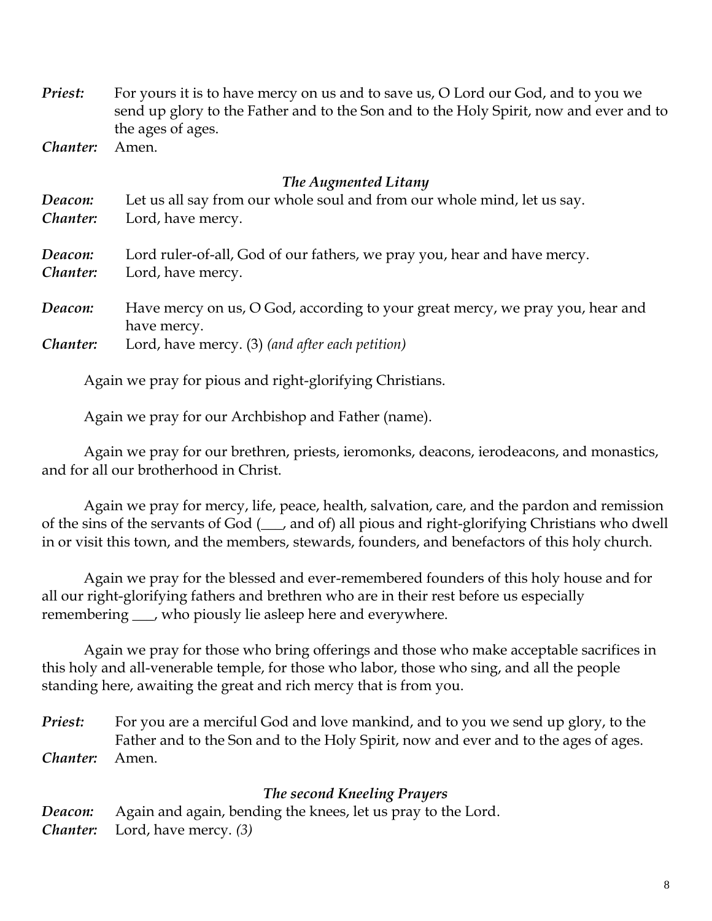***Priest:*** For yours it is to have mercy on us and to save us, O Lord our God, and to you we send up glory to the Father and to the Son and to the Holy Spirit, now and ever and to the ages of ages.

***Chanter:*** Amen.

### *The Augmented Litany*

***Deacon:*** Let us all say from our whole soul and from our whole mind, let us say.

***Chanter:*** Lord, have mercy.

***Deacon:*** Lord ruler-of-all, God of our fathers, we pray you, hear and have mercy.

***Chanter:*** Lord, have mercy.

***Deacon:*** Have mercy on us, O God, according to your great mercy, we pray you, hear and have mercy.

***Chanter:*** Lord, have mercy. (3) *(and after each petition)*

Again we pray for pious and right-glorifying Christians.

Again we pray for our Archbishop and Father (name).

Again we pray for our brethren, priests, ieromonks, deacons, ierodeacons, and monastics, and for all our brotherhood in Christ.

Again we pray for mercy, life, peace, health, salvation, care, and the pardon and remission of the sins of the servants of God (___, and of) all pious and right-glorifying Christians who dwell in or visit this town, and the members, stewards, founders, and benefactors of this holy church.

Again we pray for the blessed and ever-remembered founders of this holy house and for all our right-glorifying fathers and brethren who are in their rest before us especially remembering ___, who piously lie asleep here and everywhere.

Again we pray for those who bring offerings and those who make acceptable sacrifices in this holy and all-venerable temple, for those who labor, those who sing, and all the people standing here, awaiting the great and rich mercy that is from you.

***Priest:*** For you are a merciful God and love mankind, and to you we send up glory, to the Father and to the Son and to the Holy Spirit, now and ever and to the ages of ages.

***Chanter:*** Amen.

### *The second Kneeling Prayers*

***Deacon:*** Again and again, bending the knees, let us pray to the Lord.

***Chanter:*** Lord, have mercy. *(3)*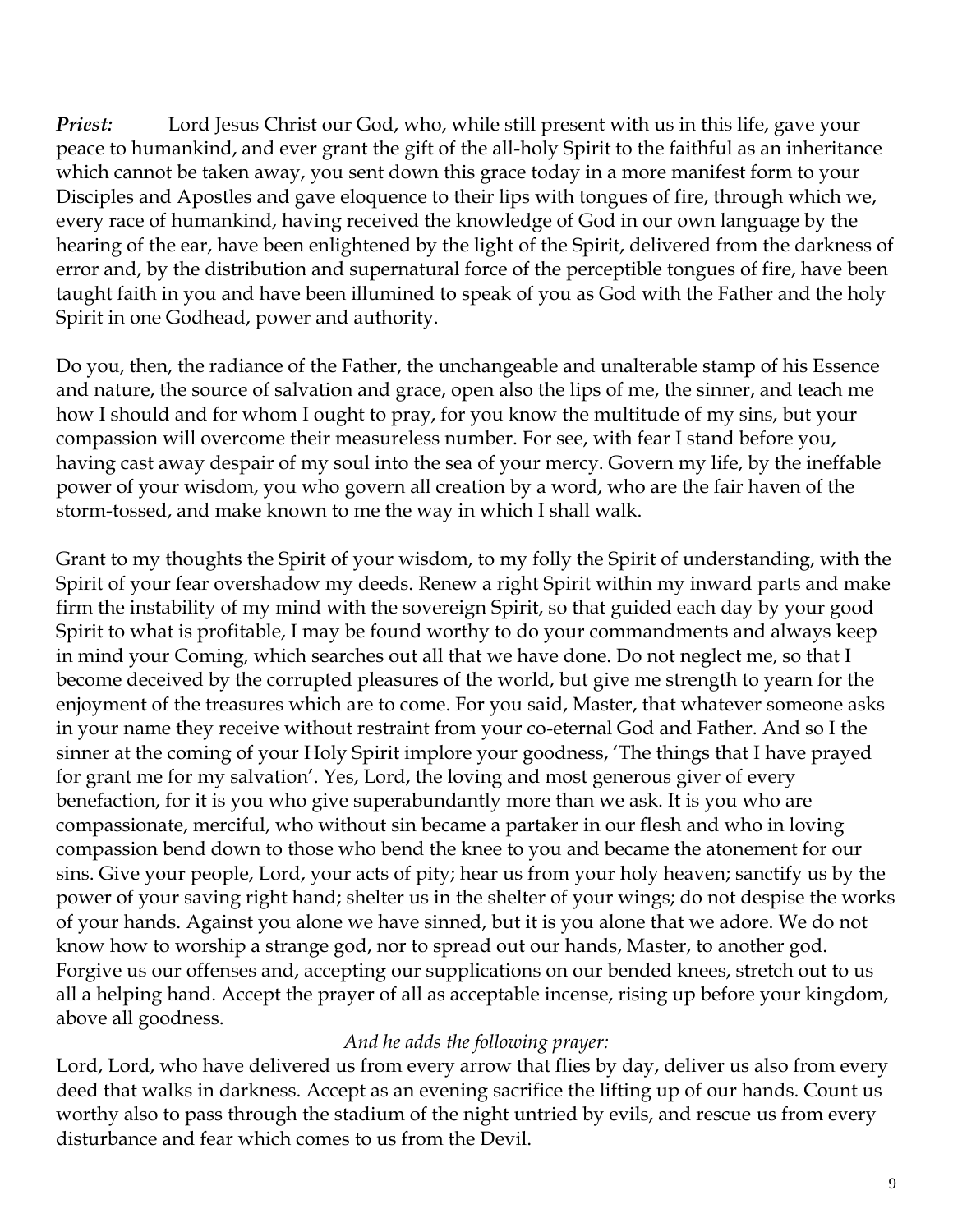***Priest:*** Lord Jesus Christ our God, who, while still present with us in this life, gave your peace to humankind, and ever grant the gift of the all-holy Spirit to the faithful as an inheritance which cannot be taken away, you sent down this grace today in a more manifest form to your Disciples and Apostles and gave eloquence to their lips with tongues of fire, through which we, every race of humankind, having received the knowledge of God in our own language by the hearing of the ear, have been enlightened by the light of the Spirit, delivered from the darkness of error and, by the distribution and supernatural force of the perceptible tongues of fire, have been taught faith in you and have been illumined to speak of you as God with the Father and the holy Spirit in one Godhead, power and authority.

Do you, then, the radiance of the Father, the unchangeable and unalterable stamp of his Essence and nature, the source of salvation and grace, open also the lips of me, the sinner, and teach me how I should and for whom I ought to pray, for you know the multitude of my sins, but your compassion will overcome their measureless number. For see, with fear I stand before you, having cast away despair of my soul into the sea of your mercy. Govern my life, by the ineffable power of your wisdom, you who govern all creation by a word, who are the fair haven of the storm-tossed, and make known to me the way in which I shall walk.

Grant to my thoughts the Spirit of your wisdom, to my folly the Spirit of understanding, with the Spirit of your fear overshadow my deeds. Renew a right Spirit within my inward parts and make firm the instability of my mind with the sovereign Spirit, so that guided each day by your good Spirit to what is profitable, I may be found worthy to do your commandments and always keep in mind your Coming, which searches out all that we have done. Do not neglect me, so that I become deceived by the corrupted pleasures of the world, but give me strength to yearn for the enjoyment of the treasures which are to come. For you said, Master, that whatever someone asks in your name they receive without restraint from your co-eternal God and Father. And so I the sinner at the coming of your Holy Spirit implore your goodness, 'The things that I have prayed for grant me for my salvation'. Yes, Lord, the loving and most generous giver of every benefaction, for it is you who give superabundantly more than we ask. It is you who are compassionate, merciful, who without sin became a partaker in our flesh and who in loving compassion bend down to those who bend the knee to you and became the atonement for our sins. Give your people, Lord, your acts of pity; hear us from your holy heaven; sanctify us by the power of your saving right hand; shelter us in the shelter of your wings; do not despise the works of your hands. Against you alone we have sinned, but it is you alone that we adore. We do not know how to worship a strange god, nor to spread out our hands, Master, to another god. Forgive us our offenses and, accepting our supplications on our bended knees, stretch out to us all a helping hand. Accept the prayer of all as acceptable incense, rising up before your kingdom, above all goodness.

*And he adds the following prayer:*

Lord, Lord, who have delivered us from every arrow that flies by day, deliver us also from every deed that walks in darkness. Accept as an evening sacrifice the lifting up of our hands. Count us worthy also to pass through the stadium of the night untried by evils, and rescue us from every disturbance and fear which comes to us from the Devil.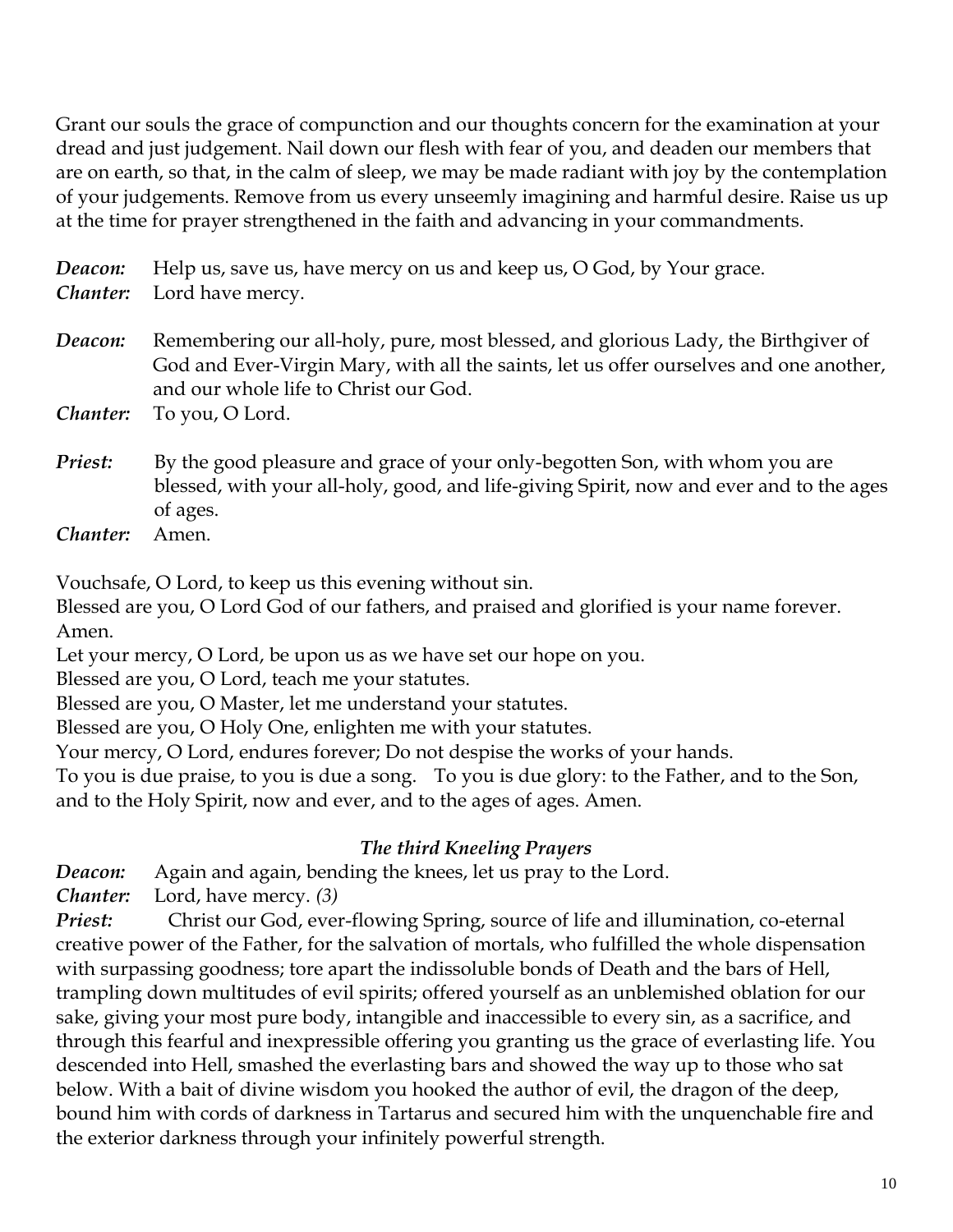Grant our souls the grace of compunction and our thoughts concern for the examination at your dread and just judgement. Nail down our flesh with fear of you, and deaden our members that are on earth, so that, in the calm of sleep, we may be made radiant with joy by the contemplation of your judgements. Remove from us every unseemly imagining and harmful desire. Raise us up at the time for prayer strengthened in the faith and advancing in your commandments.

***Deacon:*** Help us, save us, have mercy on us and keep us, O God, by Your grace.
***Chanter:*** Lord have mercy.

***Deacon:*** Remembering our all-holy, pure, most blessed, and glorious Lady, the Birthgiver of God and Ever-Virgin Mary, with all the saints, let us offer ourselves and one another, and our whole life to Christ our God.
***Chanter:*** To you, O Lord.

***Priest:*** By the good pleasure and grace of your only-begotten Son, with whom you are blessed, with your all-holy, good, and life-giving Spirit, now and ever and to the ages of ages.
***Chanter:*** Amen.

Vouchsafe, O Lord, to keep us this evening without sin.
Blessed are you, O Lord God of our fathers, and praised and glorified is your name forever. Amen.
Let your mercy, O Lord, be upon us as we have set our hope on you.
Blessed are you, O Lord, teach me your statutes.
Blessed are you, O Master, let me understand your statutes.
Blessed are you, O Holy One, enlighten me with your statutes.
Your mercy, O Lord, endures forever; Do not despise the works of your hands.
To you is due praise, to you is due a song. To you is due glory: to the Father, and to the Son, and to the Holy Spirit, now and ever, and to the ages of ages. Amen.

### *The third Kneeling Prayers*

***Deacon:*** Again and again, bending the knees, let us pray to the Lord.
***Chanter:*** Lord, have mercy. *(3)*
***Priest:*** Christ our God, ever-flowing Spring, source of life and illumination, co-eternal creative power of the Father, for the salvation of mortals, who fulfilled the whole dispensation with surpassing goodness; tore apart the indissoluble bonds of Death and the bars of Hell, trampling down multitudes of evil spirits; offered yourself as an unblemished oblation for our sake, giving your most pure body, intangible and inaccessible to every sin, as a sacrifice, and through this fearful and inexpressible offering you granting us the grace of everlasting life. You descended into Hell, smashed the everlasting bars and showed the way up to those who sat below. With a bait of divine wisdom you hooked the author of evil, the dragon of the deep, bound him with cords of darkness in Tartarus and secured him with the unquenchable fire and the exterior darkness through your infinitely powerful strength.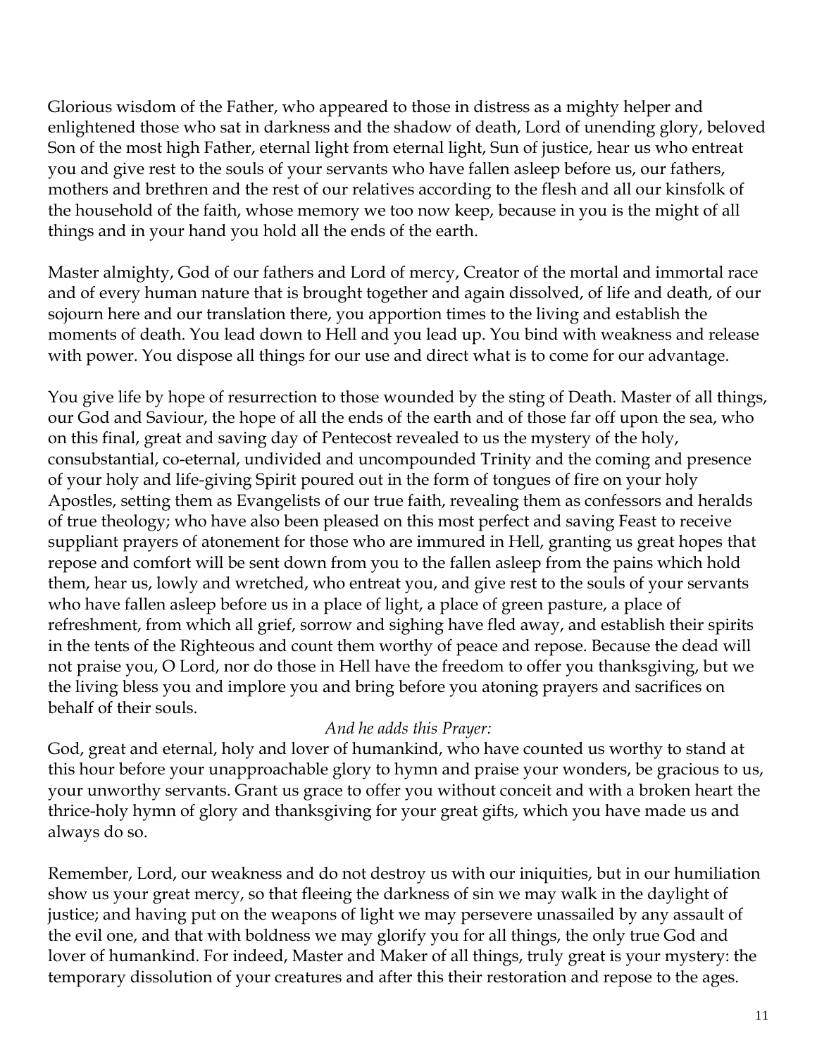Glorious wisdom of the Father, who appeared to those in distress as a mighty helper and enlightened those who sat in darkness and the shadow of death, Lord of unending glory, beloved Son of the most high Father, eternal light from eternal light, Sun of justice, hear us who entreat you and give rest to the souls of your servants who have fallen asleep before us, our fathers, mothers and brethren and the rest of our relatives according to the flesh and all our kinsfolk of the household of the faith, whose memory we too now keep, because in you is the might of all things and in your hand you hold all the ends of the earth.

Master almighty, God of our fathers and Lord of mercy, Creator of the mortal and immortal race and of every human nature that is brought together and again dissolved, of life and death, of our sojourn here and our translation there, you apportion times to the living and establish the moments of death. You lead down to Hell and you lead up. You bind with weakness and release with power. You dispose all things for our use and direct what is to come for our advantage.

You give life by hope of resurrection to those wounded by the sting of Death. Master of all things, our God and Saviour, the hope of all the ends of the earth and of those far off upon the sea, who on this final, great and saving day of Pentecost revealed to us the mystery of the holy, consubstantial, co-eternal, undivided and uncompounded Trinity and the coming and presence of your holy and life-giving Spirit poured out in the form of tongues of fire on your holy Apostles, setting them as Evangelists of our true faith, revealing them as confessors and heralds of true theology; who have also been pleased on this most perfect and saving Feast to receive suppliant prayers of atonement for those who are immured in Hell, granting us great hopes that repose and comfort will be sent down from you to the fallen asleep from the pains which hold them, hear us, lowly and wretched, who entreat you, and give rest to the souls of your servants who have fallen asleep before us in a place of light, a place of green pasture, a place of refreshment, from which all grief, sorrow and sighing have fled away, and establish their spirits in the tents of the Righteous and count them worthy of peace and repose. Because the dead will not praise you, O Lord, nor do those in Hell have the freedom to offer you thanksgiving, but we the living bless you and implore you and bring before you atoning prayers and sacrifices on behalf of their souls.

*And he adds this Prayer:*

God, great and eternal, holy and lover of humankind, who have counted us worthy to stand at this hour before your unapproachable glory to hymn and praise your wonders, be gracious to us, your unworthy servants. Grant us grace to offer you without conceit and with a broken heart the thrice-holy hymn of glory and thanksgiving for your great gifts, which you have made us and always do so.

Remember, Lord, our weakness and do not destroy us with our iniquities, but in our humiliation show us your great mercy, so that fleeing the darkness of sin we may walk in the daylight of justice; and having put on the weapons of light we may persevere unassailed by any assault of the evil one, and that with boldness we may glorify you for all things, the only true God and lover of humankind. For indeed, Master and Maker of all things, truly great is your mystery: the temporary dissolution of your creatures and after this their restoration and repose to the ages.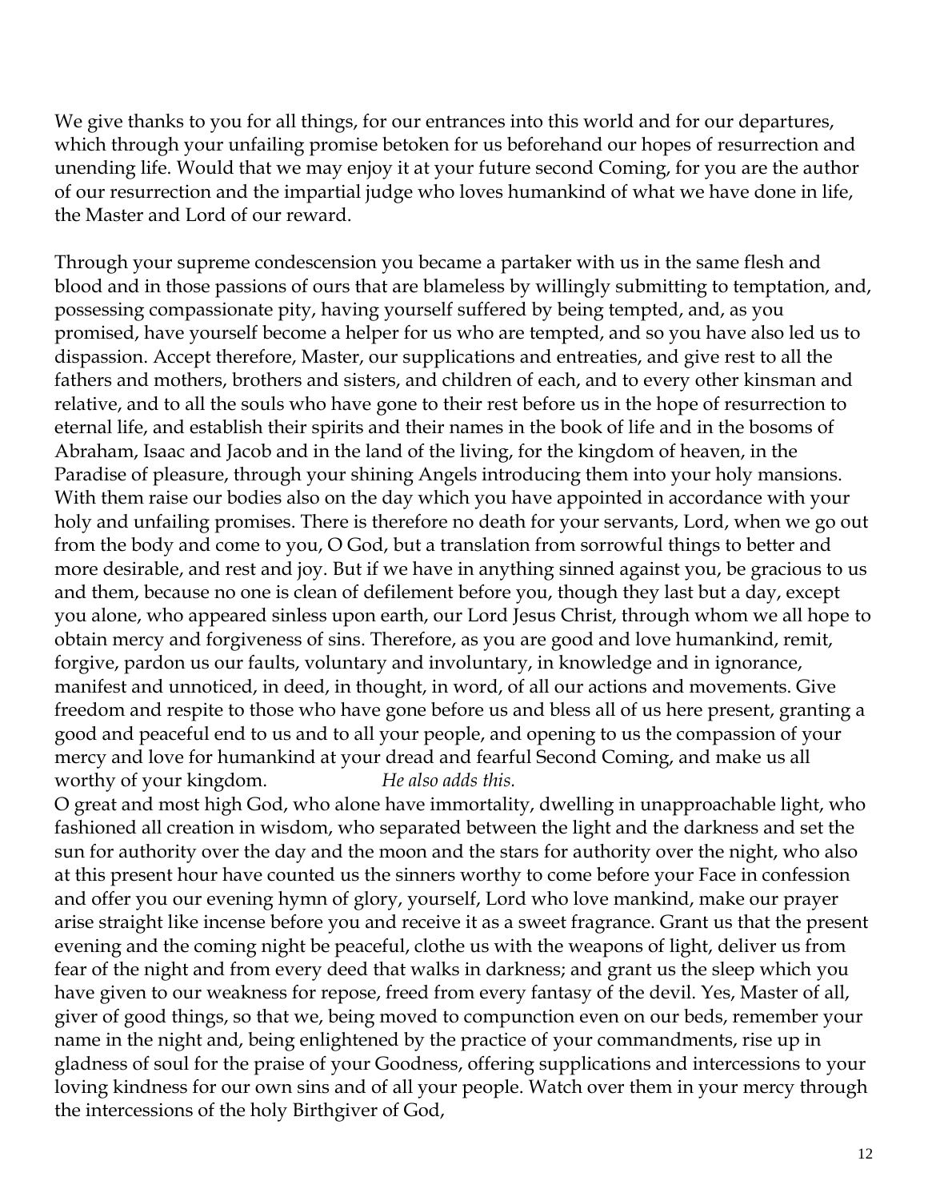We give thanks to you for all things, for our entrances into this world and for our departures, which through your unfailing promise betoken for us beforehand our hopes of resurrection and unending life. Would that we may enjoy it at your future second Coming, for you are the author of our resurrection and the impartial judge who loves humankind of what we have done in life, the Master and Lord of our reward.

Through your supreme condescension you became a partaker with us in the same flesh and blood and in those passions of ours that are blameless by willingly submitting to temptation, and, possessing compassionate pity, having yourself suffered by being tempted, and, as you promised, have yourself become a helper for us who are tempted, and so you have also led us to dispassion. Accept therefore, Master, our supplications and entreaties, and give rest to all the fathers and mothers, brothers and sisters, and children of each, and to every other kinsman and relative, and to all the souls who have gone to their rest before us in the hope of resurrection to eternal life, and establish their spirits and their names in the book of life and in the bosoms of Abraham, Isaac and Jacob and in the land of the living, for the kingdom of heaven, in the Paradise of pleasure, through your shining Angels introducing them into your holy mansions. With them raise our bodies also on the day which you have appointed in accordance with your holy and unfailing promises. There is therefore no death for your servants, Lord, when we go out from the body and come to you, O God, but a translation from sorrowful things to better and more desirable, and rest and joy. But if we have in anything sinned against you, be gracious to us and them, because no one is clean of defilement before you, though they last but a day, except you alone, who appeared sinless upon earth, our Lord Jesus Christ, through whom we all hope to obtain mercy and forgiveness of sins. Therefore, as you are good and love humankind, remit, forgive, pardon us our faults, voluntary and involuntary, in knowledge and in ignorance, manifest and unnoticed, in deed, in thought, in word, of all our actions and movements. Give freedom and respite to those who have gone before us and bless all of us here present, granting a good and peaceful end to us and to all your people, and opening to us the compassion of your mercy and love for humankind at your dread and fearful Second Coming, and make us all worthy of your kingdom. *He also adds this.*

O great and most high God, who alone have immortality, dwelling in unapproachable light, who fashioned all creation in wisdom, who separated between the light and the darkness and set the sun for authority over the day and the moon and the stars for authority over the night, who also at this present hour have counted us the sinners worthy to come before your Face in confession and offer you our evening hymn of glory, yourself, Lord who love mankind, make our prayer arise straight like incense before you and receive it as a sweet fragrance. Grant us that the present evening and the coming night be peaceful, clothe us with the weapons of light, deliver us from fear of the night and from every deed that walks in darkness; and grant us the sleep which you have given to our weakness for repose, freed from every fantasy of the devil. Yes, Master of all, giver of good things, so that we, being moved to compunction even on our beds, remember your name in the night and, being enlightened by the practice of your commandments, rise up in gladness of soul for the praise of your Goodness, offering supplications and intercessions to your loving kindness for our own sins and of all your people. Watch over them in your mercy through the intercessions of the holy Birthgiver of God,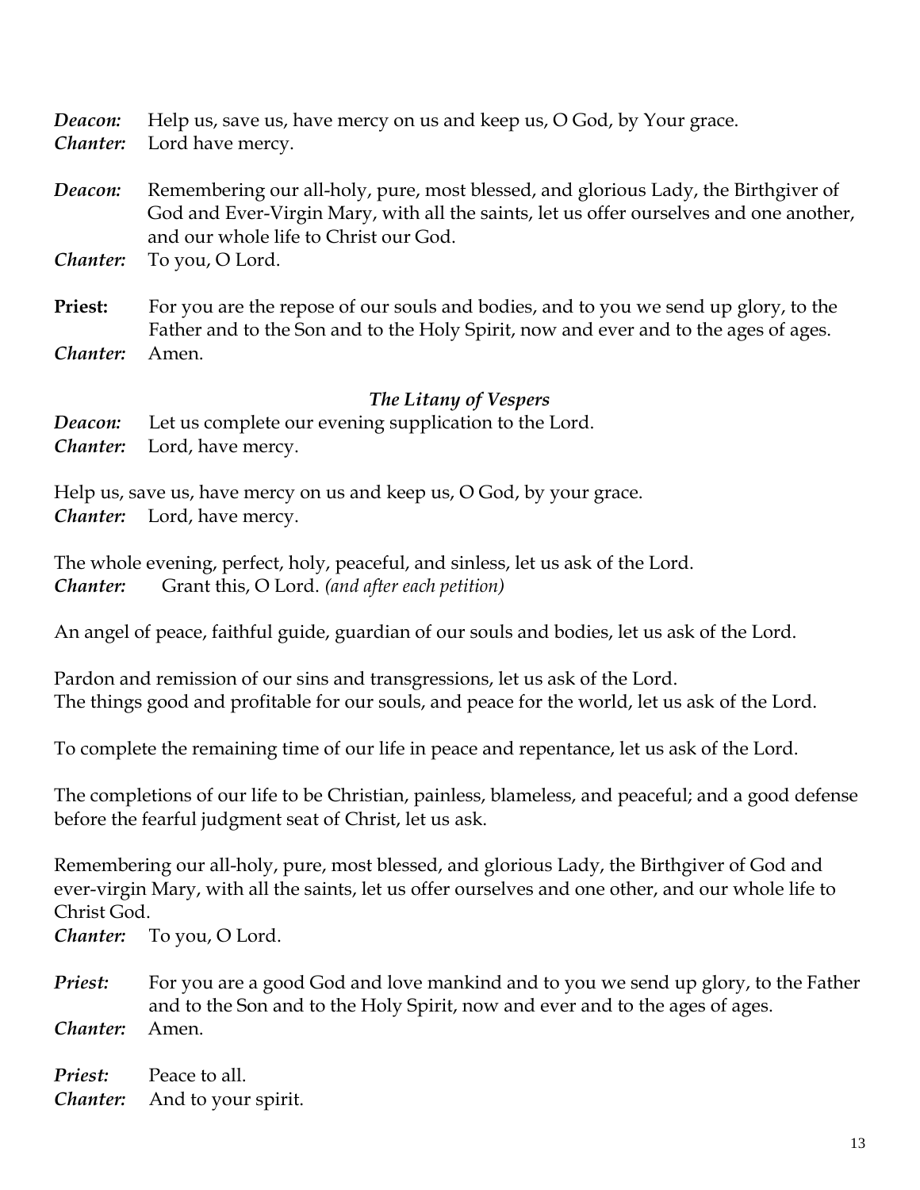***Deacon:*** Help us, save us, have mercy on us and keep us, O God, by Your grace.
***Chanter:*** Lord have mercy.

***Deacon:*** Remembering our all-holy, pure, most blessed, and glorious Lady, the Birthgiver of God and Ever-Virgin Mary, with all the saints, let us offer ourselves and one another, and our whole life to Christ our God.
***Chanter:*** To you, O Lord.

**Priest:** For you are the repose of our souls and bodies, and to you we send up glory, to the Father and to the Son and to the Holy Spirit, now and ever and to the ages of ages.
***Chanter:*** Amen.

### *The Litany of Vespers*

***Deacon:*** Let us complete our evening supplication to the Lord.
***Chanter:*** Lord, have mercy.

Help us, save us, have mercy on us and keep us, O God, by your grace.
***Chanter:*** Lord, have mercy.

The whole evening, perfect, holy, peaceful, and sinless, let us ask of the Lord.
***Chanter:*** Grant this, O Lord. *(and after each petition)*

An angel of peace, faithful guide, guardian of our souls and bodies, let us ask of the Lord.

Pardon and remission of our sins and transgressions, let us ask of the Lord.
The things good and profitable for our souls, and peace for the world, let us ask of the Lord.

To complete the remaining time of our life in peace and repentance, let us ask of the Lord.

The completions of our life to be Christian, painless, blameless, and peaceful; and a good defense before the fearful judgment seat of Christ, let us ask.

Remembering our all-holy, pure, most blessed, and glorious Lady, the Birthgiver of God and ever-virgin Mary, with all the saints, let us offer ourselves and one other, and our whole life to Christ God.
***Chanter:*** To you, O Lord.

***Priest:*** For you are a good God and love mankind and to you we send up glory, to the Father and to the Son and to the Holy Spirit, now and ever and to the ages of ages.
***Chanter:*** Amen.

***Priest:*** Peace to all.
***Chanter:*** And to your spirit.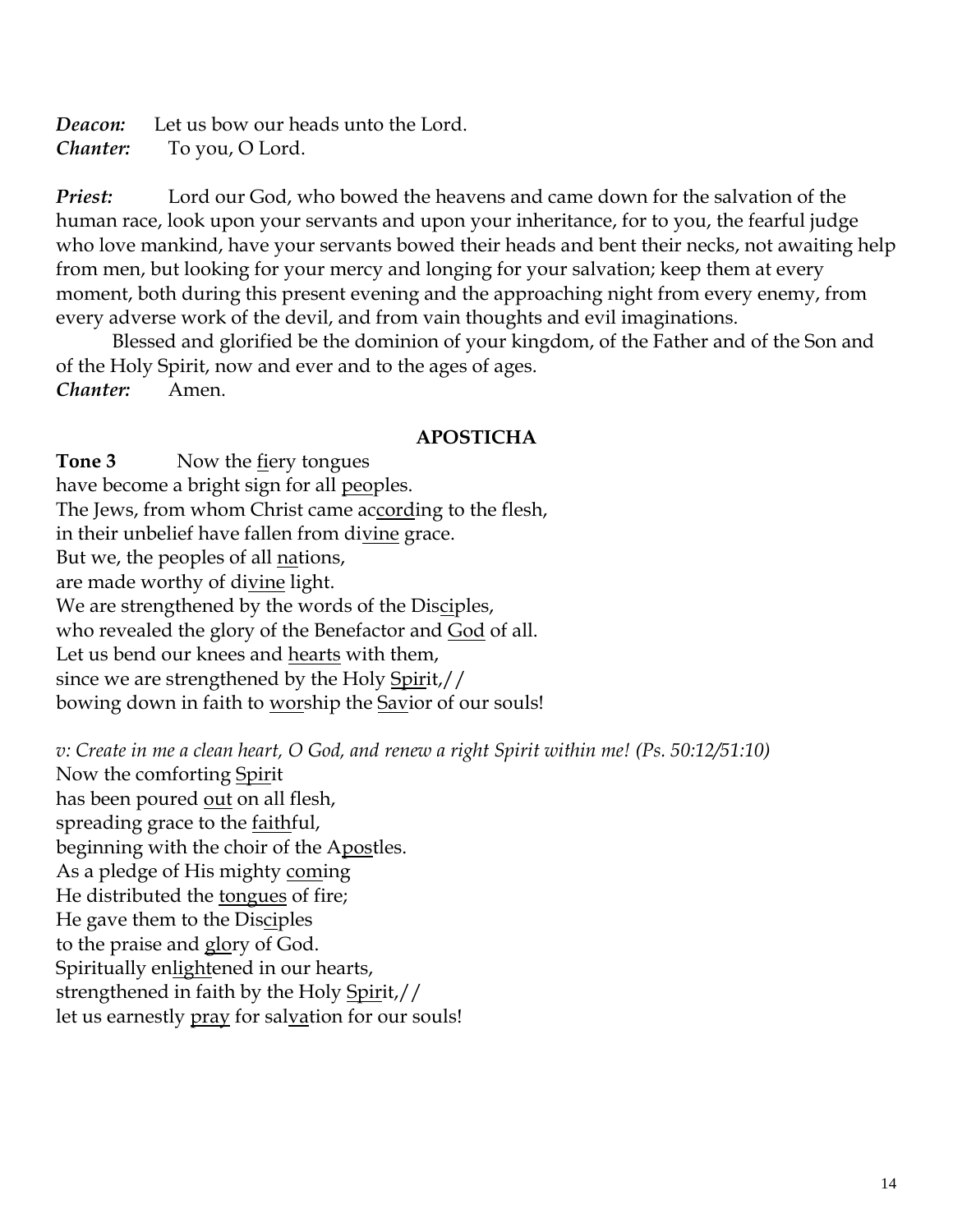***Deacon:*** Let us bow our heads unto the Lord.
***Chanter:*** To you, O Lord.

***Priest:*** Lord our God, who bowed the heavens and came down for the salvation of the human race, look upon your servants and upon your inheritance, for to you, the fearful judge who love mankind, have your servants bowed their heads and bent their necks, not awaiting help from men, but looking for your mercy and longing for your salvation; keep them at every moment, both during this present evening and the approaching night from every enemy, from every adverse work of the devil, and from vain thoughts and evil imaginations.

Blessed and glorified be the dominion of your kingdom, of the Father and of the Son and of the Holy Spirit, now and ever and to the ages of ages.
***Chanter:*** Amen.

## APOSTICHA

**Tone 3** Now the fiery tongues
have become a bright sign for all peoples.
The Jews, from whom Christ came according to the flesh,
in their unbelief have fallen from divine grace.
But we, the peoples of all nations,
are made worthy of divine light.
We are strengthened by the words of the Disciples,
who revealed the glory of the Benefactor and God of all.
Let us bend our knees and hearts with them,
since we are strengthened by the Holy Spirit,//
bowing down in faith to worship the Savior of our souls!

*v: Create in me a clean heart, O God, and renew a right Spirit within me! (Ps. 50:12/51:10)*
Now the comforting Spirit
has been poured out on all flesh,
spreading grace to the faithful,
beginning with the choir of the Apostles.
As a pledge of His mighty coming
He distributed the tongues of fire;
He gave them to the Disciples
to the praise and glory of God.
Spiritually enlightened in our hearts,
strengthened in faith by the Holy Spirit,//
let us earnestly pray for salvation for our souls!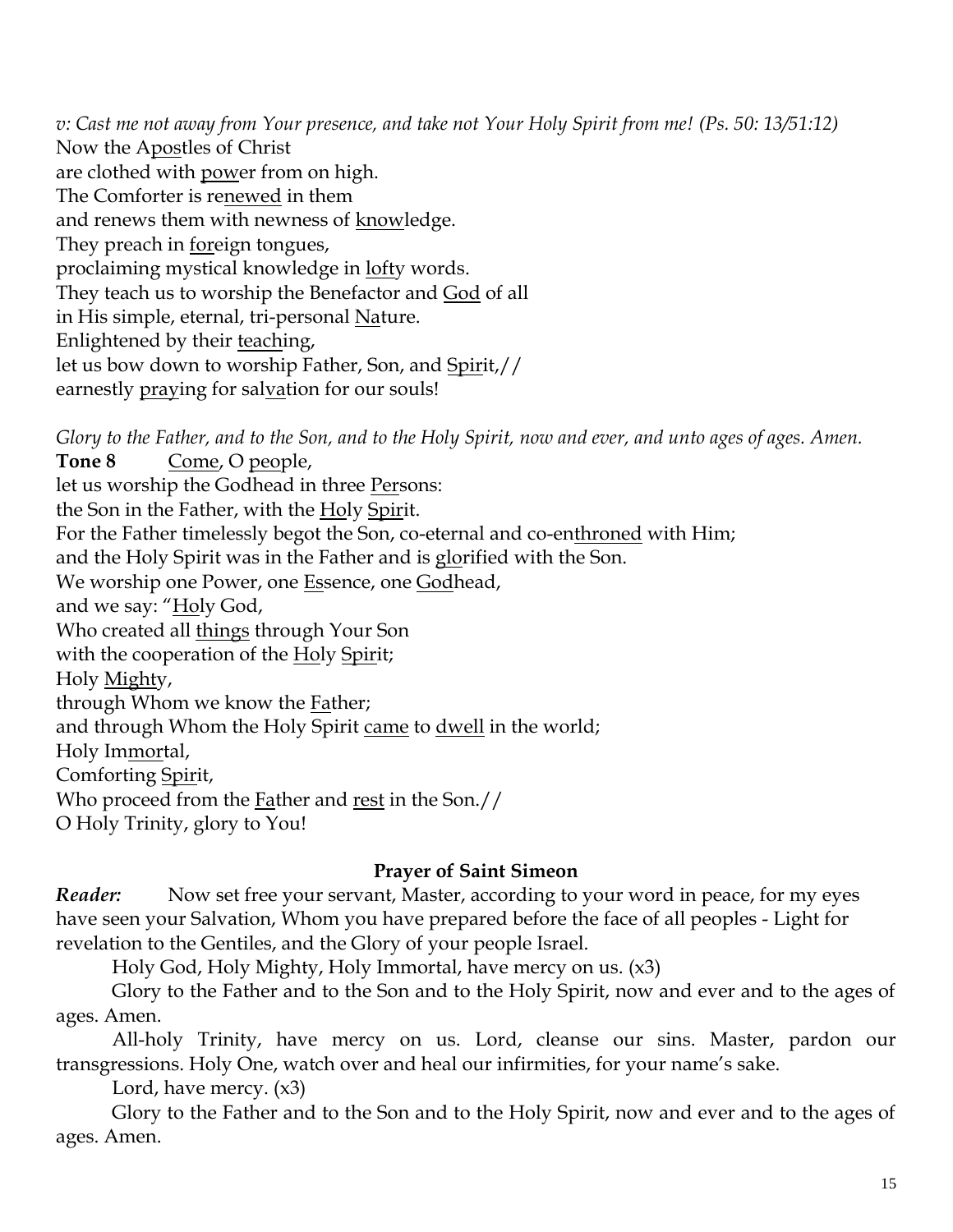*v: Cast me not away from Your presence, and take not Your Holy Spirit from me! (Ps. 50: 13/51:12)*

Now the Apostles of Christ  
are clothed with power from on high.  
The Comforter is renewed in them  
and renews them with newness of knowledge.  
They preach in foreign tongues,  
proclaiming mystical knowledge in lofty words.  
They teach us to worship the Benefactor and God of all  
in His simple, eternal, tri-personal Nature.  
Enlightened by their teaching,  
let us bow down to worship Father, Son, and Spirit,//  
earnestly praying for salvation for our souls!

*Glory to the Father, and to the Son, and to the Holy Spirit, now and ever, and unto ages of ages. Amen.*

**Tone 8** Come, O people,  
let us worship the Godhead in three Persons:  
the Son in the Father, with the Holy Spirit.  
For the Father timelessly begot the Son, co-eternal and co-enthroned with Him;  
and the Holy Spirit was in the Father and is glorified with the Son.  
We worship one Power, one Essence, one Godhead,  
and we say: "Holy God,  
Who created all things through Your Son  
with the cooperation of the Holy Spirit;  
Holy Mighty,  
through Whom we know the Father;  
and through Whom the Holy Spirit came to dwell in the world;  
Holy Immortal,  
Comforting Spirit,  
Who proceed from the Father and rest in the Son.//  
O Holy Trinity, glory to You!

**Prayer of Saint Simeon**

***Reader:*** Now set free your servant, Master, according to your word in peace, for my eyes have seen your Salvation, Whom you have prepared before the face of all peoples - Light for revelation to the Gentiles, and the Glory of your people Israel.

Holy God, Holy Mighty, Holy Immortal, have mercy on us. (x3)

Glory to the Father and to the Son and to the Holy Spirit, now and ever and to the ages of ages. Amen.

All-holy Trinity, have mercy on us. Lord, cleanse our sins. Master, pardon our transgressions. Holy One, watch over and heal our infirmities, for your name's sake.

Lord, have mercy. (x3)

Glory to the Father and to the Son and to the Holy Spirit, now and ever and to the ages of ages. Amen.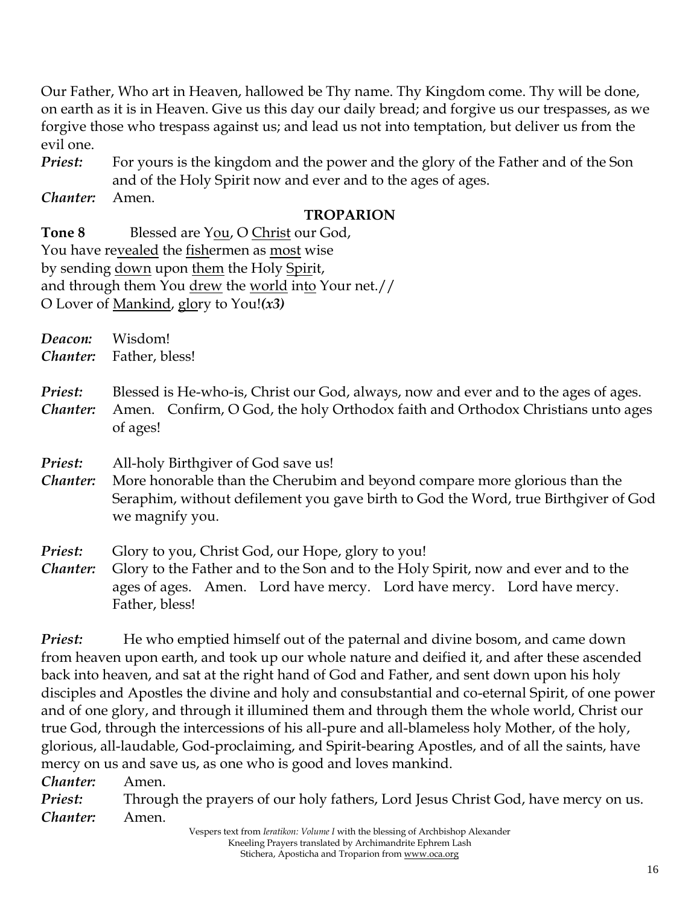Our Father, Who art in Heaven, hallowed be Thy name. Thy Kingdom come. Thy will be done, on earth as it is in Heaven. Give us this day our daily bread; and forgive us our trespasses, as we forgive those who trespass against us; and lead us not into temptation, but deliver us from the evil one.

***Priest:*** For yours is the kingdom and the power and the glory of the Father and of the Son and of the Holy Spirit now and ever and to the ages of ages.

***Chanter:*** Amen.

## TROPARION

**Tone 8** Blessed are You, O Christ our God,
You have revealed the fishermen as most wise
by sending down upon them the Holy Spirit,
and through them You drew the world into Your net.//
O Lover of Mankind, glory to You!***(x3)***

***Deacon:*** Wisdom!

***Chanter:*** Father, bless!

***Priest:*** Blessed is He-who-is, Christ our God, always, now and ever and to the ages of ages.

***Chanter:*** Amen. Confirm, O God, the holy Orthodox faith and Orthodox Christians unto ages of ages!

***Priest:*** All-holy Birthgiver of God save us!

***Chanter:*** More honorable than the Cherubim and beyond compare more glorious than the Seraphim, without defilement you gave birth to God the Word, true Birthgiver of God we magnify you.

***Priest:*** Glory to you, Christ God, our Hope, glory to you!

***Chanter:*** Glory to the Father and to the Son and to the Holy Spirit, now and ever and to the ages of ages. Amen. Lord have mercy. Lord have mercy. Lord have mercy. Father, bless!

***Priest:*** He who emptied himself out of the paternal and divine bosom, and came down from heaven upon earth, and took up our whole nature and deified it, and after these ascended back into heaven, and sat at the right hand of God and Father, and sent down upon his holy disciples and Apostles the divine and holy and consubstantial and co-eternal Spirit, of one power and of one glory, and through it illumined them and through them the whole world, Christ our true God, through the intercessions of his all-pure and all-blameless holy Mother, of the holy, glorious, all-laudable, God-proclaiming, and Spirit-bearing Apostles, and of all the saints, have mercy on us and save us, as one who is good and loves mankind.

***Chanter:*** Amen.

***Priest:*** Through the prayers of our holy fathers, Lord Jesus Christ God, have mercy on us.

***Chanter:*** Amen.

Vespers text from *Ieratikon: Volume I* with the blessing of Archbishop Alexander
Kneeling Prayers translated by Archimandrite Ephrem Lash
Stichera, Aposticha and Troparion from www.oca.org